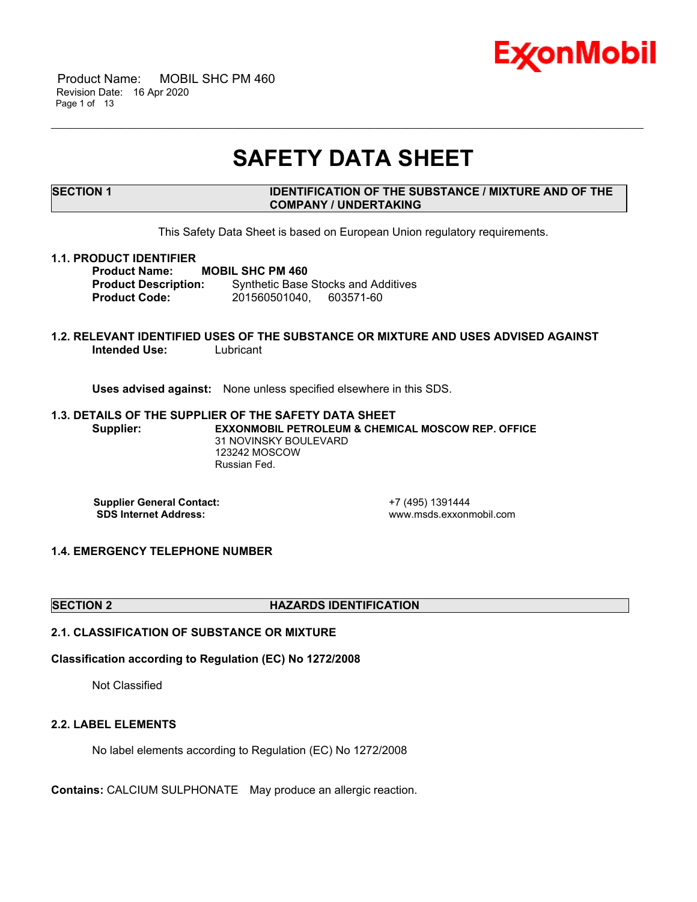# SAFETY DATA SHEET

## SECTION 1 IDENTIFICATION OF THE SUBSTANCE / MIXTURE AND OF THE COMPANY / UNDERTAKING

This Safety Data Sheet is based on European Union regulatory requirements.

### 1.1. PRODUCT IDENTIFIER

**Product Name:** **MOBIL SHC PM 460**
**Product Description:** Synthetic Base Stocks and Additives
**Product Code:** 201560501040, 603571-60

### 1.2. RELEVANT IDENTIFIED USES OF THE SUBSTANCE OR MIXTURE AND USES ADVISED AGAINST

**Intended Use:** Lubricant

**Uses advised against:** None unless specified elsewhere in this SDS.

### 1.3. DETAILS OF THE SUPPLIER OF THE SAFETY DATA SHEET

**Supplier:** **EXXONMOBIL PETROLEUM & CHEMICAL MOSCOW REP. OFFICE**
31 NOVINSKY BOULEVARD
123242 MOSCOW
Russian Fed.

**Supplier General Contact:** +7 (495) 1391444
**SDS Internet Address:** www.msds.exxonmobil.com

### 1.4. EMERGENCY TELEPHONE NUMBER

## SECTION 2 HAZARDS IDENTIFICATION

### 2.1. CLASSIFICATION OF SUBSTANCE OR MIXTURE

**Classification according to Regulation (EC) No 1272/2008**

Not Classified

### 2.2. LABEL ELEMENTS

No label elements according to Regulation (EC) No 1272/2008

**Contains:** CALCIUM SULPHONATE May produce an allergic reaction.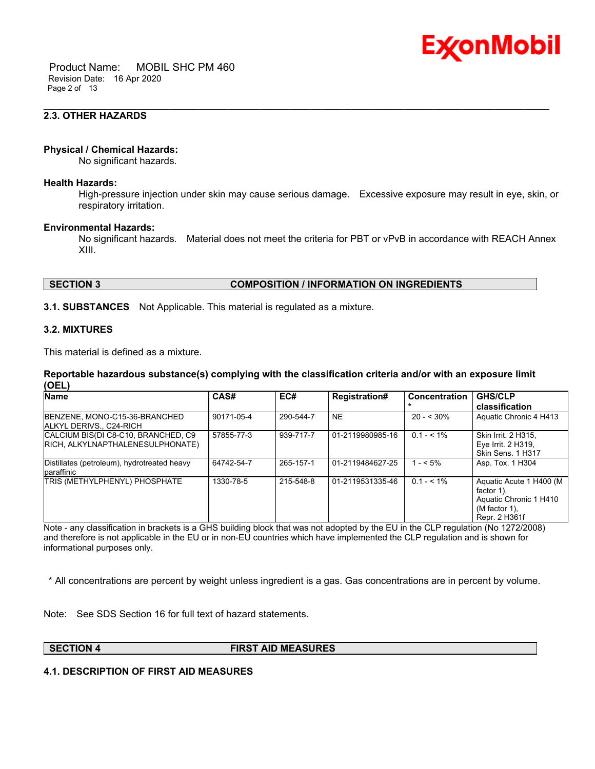### 2.3. OTHER HAZARDS

**Physical / Chemical Hazards:**
No significant hazards.

**Health Hazards:**
High-pressure injection under skin may cause serious damage. Excessive exposure may result in eye, skin, or respiratory irritation.

**Environmental Hazards:**
No significant hazards. Material does not meet the criteria for PBT or vPvB in accordance with REACH Annex XIII.

## SECTION 3 COMPOSITION / INFORMATION ON INGREDIENTS

**3.1. SUBSTANCES** Not Applicable. This material is regulated as a mixture.

### 3.2. MIXTURES

This material is defined as a mixture.

**Reportable hazardous substance(s) complying with the classification criteria and/or with an exposure limit (OEL)**

| Name | CAS# | EC# | Registration# | Concentration* | GHS/CLP classification |
|---|---|---|---|---|---|
| BENZENE, MONO-C15-36-BRANCHED ALKYL DERIVS., C24-RICH | 90171-05-4 | 290-544-7 | NE | 20 - < 30% | Aquatic Chronic 4 H413 |
| CALCIUM BIS(DI C8-C10, BRANCHED, C9 RICH, ALKYLNAPTHALENESULPHONATE) | 57855-77-3 | 939-717-7 | 01-2119980985-16 | 0.1 - < 1% | Skin Irrit. 2 H315, Eye Irrit. 2 H319, Skin Sens. 1 H317 |
| Distillates (petroleum), hydrotreated heavy paraffinic | 64742-54-7 | 265-157-1 | 01-2119484627-25 | 1 - < 5% | Asp. Tox. 1 H304 |
| TRIS (METHYLPHENYL) PHOSPHATE | 1330-78-5 | 215-548-8 | 01-2119531335-46 | 0.1 - < 1% | Aquatic Acute 1 H400 (M factor 1), Aquatic Chronic 1 H410 (M factor 1), Repr. 2 H361f |

Note - any classification in brackets is a GHS building block that was not adopted by the EU in the CLP regulation (No 1272/2008) and therefore is not applicable in the EU or in non-EU countries which have implemented the CLP regulation and is shown for informational purposes only.

\* All concentrations are percent by weight unless ingredient is a gas. Gas concentrations are in percent by volume.

Note: See SDS Section 16 for full text of hazard statements.

## SECTION 4 FIRST AID MEASURES

### 4.1. DESCRIPTION OF FIRST AID MEASURES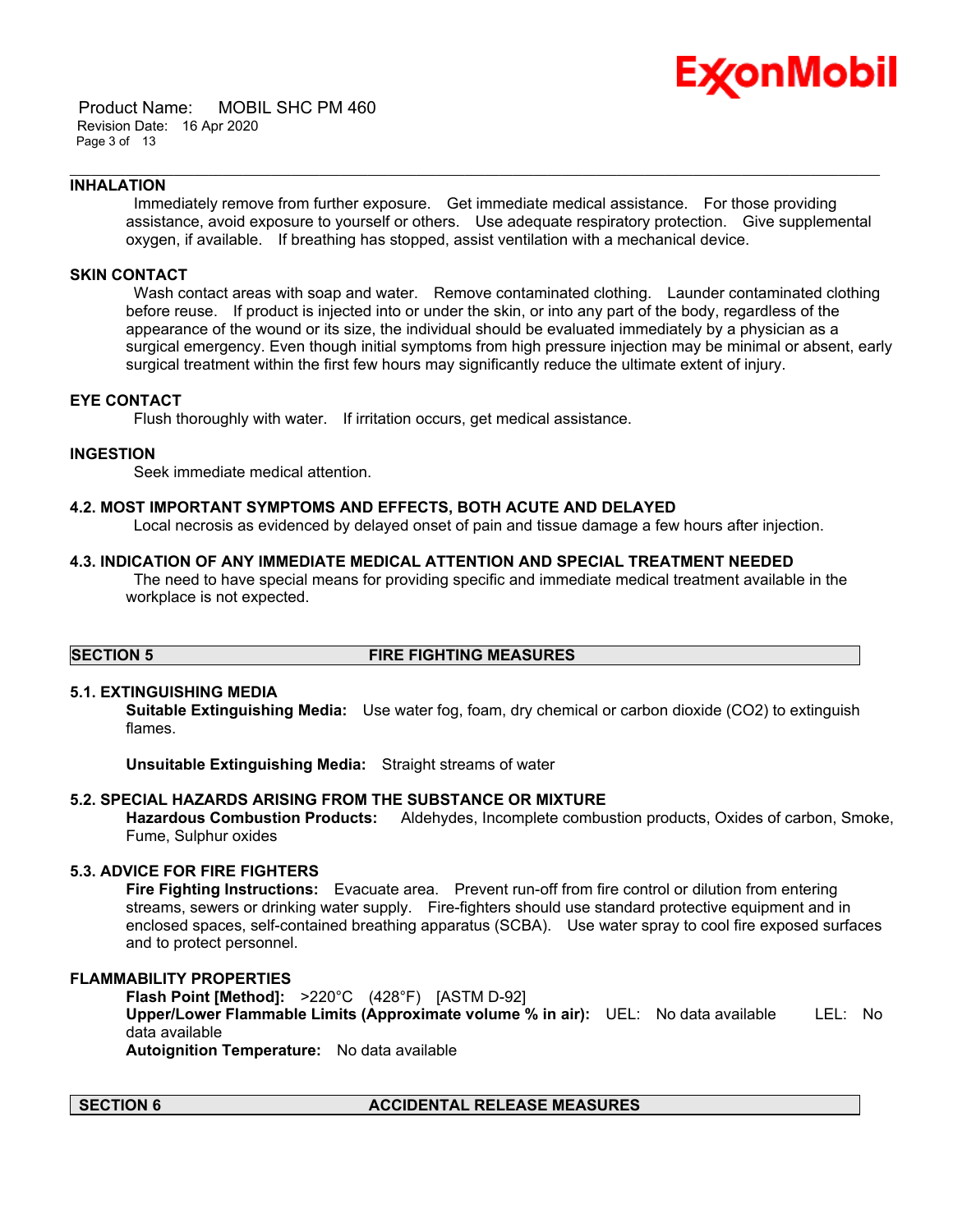### INHALATION

Immediately remove from further exposure. Get immediate medical assistance. For those providing assistance, avoid exposure to yourself or others. Use adequate respiratory protection. Give supplemental oxygen, if available. If breathing has stopped, assist ventilation with a mechanical device.

### SKIN CONTACT

Wash contact areas with soap and water. Remove contaminated clothing. Launder contaminated clothing before reuse. If product is injected into or under the skin, or into any part of the body, regardless of the appearance of the wound or its size, the individual should be evaluated immediately by a physician as a surgical emergency. Even though initial symptoms from high pressure injection may be minimal or absent, early surgical treatment within the first few hours may significantly reduce the ultimate extent of injury.

### EYE CONTACT

Flush thoroughly with water. If irritation occurs, get medical assistance.

### INGESTION

Seek immediate medical attention.

### 4.2. MOST IMPORTANT SYMPTOMS AND EFFECTS, BOTH ACUTE AND DELAYED

Local necrosis as evidenced by delayed onset of pain and tissue damage a few hours after injection.

### 4.3. INDICATION OF ANY IMMEDIATE MEDICAL ATTENTION AND SPECIAL TREATMENT NEEDED

The need to have special means for providing specific and immediate medical treatment available in the workplace is not expected.

## SECTION 5 FIRE FIGHTING MEASURES

### 5.1. EXTINGUISHING MEDIA

**Suitable Extinguishing Media:** Use water fog, foam, dry chemical or carbon dioxide ($CO_2$) to extinguish flames.

**Unsuitable Extinguishing Media:** Straight streams of water

### 5.2. SPECIAL HAZARDS ARISING FROM THE SUBSTANCE OR MIXTURE

**Hazardous Combustion Products:** Aldehydes, Incomplete combustion products, Oxides of carbon, Smoke, Fume, Sulphur oxides

### 5.3. ADVICE FOR FIRE FIGHTERS

**Fire Fighting Instructions:** Evacuate area. Prevent run-off from fire control or dilution from entering streams, sewers or drinking water supply. Fire-fighters should use standard protective equipment and in enclosed spaces, self-contained breathing apparatus (SCBA). Use water spray to cool fire exposed surfaces and to protect personnel.

### FLAMMABILITY PROPERTIES

**Flash Point [Method]:** >220°C (428°F) [ASTM D-92]
**Upper/Lower Flammable Limits (Approximate volume % in air):** UEL: No data available LEL: No data available
**Autoignition Temperature:** No data available

## SECTION 6 ACCIDENTAL RELEASE MEASURES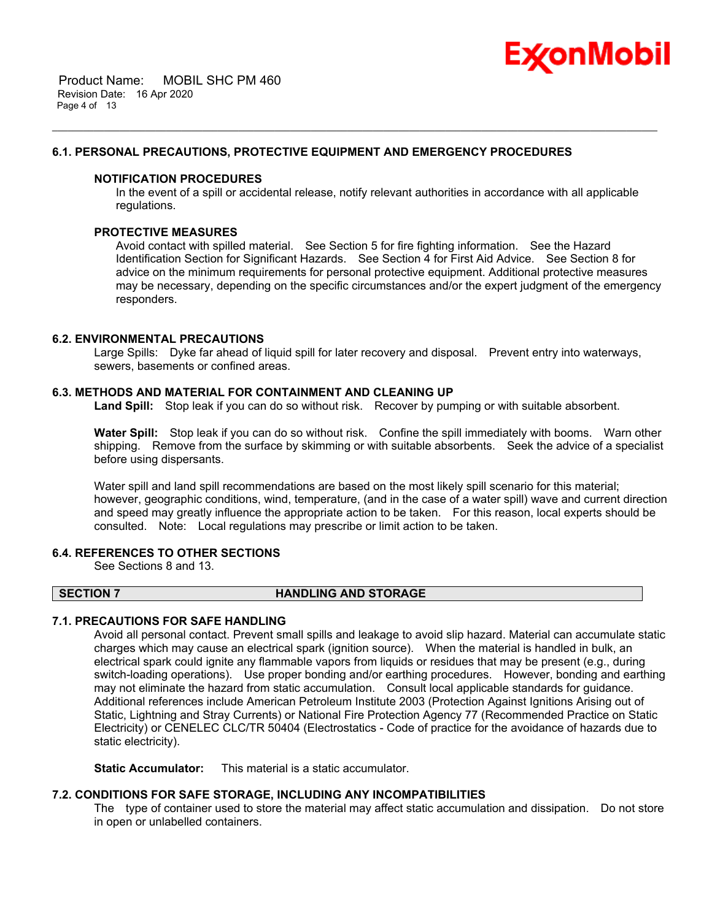### 6.1. PERSONAL PRECAUTIONS, PROTECTIVE EQUIPMENT AND EMERGENCY PROCEDURES

**NOTIFICATION PROCEDURES**

In the event of a spill or accidental release, notify relevant authorities in accordance with all applicable regulations.

**PROTECTIVE MEASURES**

Avoid contact with spilled material. See Section 5 for fire fighting information. See the Hazard Identification Section for Significant Hazards. See Section 4 for First Aid Advice. See Section 8 for advice on the minimum requirements for personal protective equipment. Additional protective measures may be necessary, depending on the specific circumstances and/or the expert judgment of the emergency responders.

### 6.2. ENVIRONMENTAL PRECAUTIONS

Large Spills: Dyke far ahead of liquid spill for later recovery and disposal. Prevent entry into waterways, sewers, basements or confined areas.

### 6.3. METHODS AND MATERIAL FOR CONTAINMENT AND CLEANING UP

**Land Spill:** Stop leak if you can do so without risk. Recover by pumping or with suitable absorbent.

**Water Spill:** Stop leak if you can do so without risk. Confine the spill immediately with booms. Warn other shipping. Remove from the surface by skimming or with suitable absorbents. Seek the advice of a specialist before using dispersants.

Water spill and land spill recommendations are based on the most likely spill scenario for this material; however, geographic conditions, wind, temperature, (and in the case of a water spill) wave and current direction and speed may greatly influence the appropriate action to be taken. For this reason, local experts should be consulted. Note: Local regulations may prescribe or limit action to be taken.

### 6.4. REFERENCES TO OTHER SECTIONS

See Sections 8 and 13.

## SECTION 7 HANDLING AND STORAGE

### 7.1. PRECAUTIONS FOR SAFE HANDLING

Avoid all personal contact. Prevent small spills and leakage to avoid slip hazard. Material can accumulate static charges which may cause an electrical spark (ignition source). When the material is handled in bulk, an electrical spark could ignite any flammable vapors from liquids or residues that may be present (e.g., during switch-loading operations). Use proper bonding and/or earthing procedures. However, bonding and earthing may not eliminate the hazard from static accumulation. Consult local applicable standards for guidance. Additional references include American Petroleum Institute 2003 (Protection Against Ignitions Arising out of Static, Lightning and Stray Currents) or National Fire Protection Agency 77 (Recommended Practice on Static Electricity) or CENELEC CLC/TR 50404 (Electrostatics - Code of practice for the avoidance of hazards due to static electricity).

**Static Accumulator:** This material is a static accumulator.

### 7.2. CONDITIONS FOR SAFE STORAGE, INCLUDING ANY INCOMPATIBILITIES

The type of container used to store the material may affect static accumulation and dissipation. Do not store in open or unlabelled containers.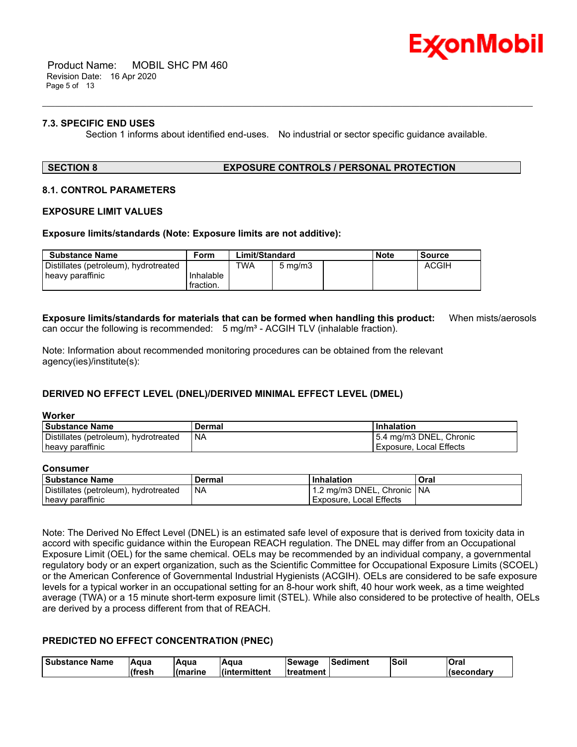### 7.3. SPECIFIC END USES

Section 1 informs about identified end-uses. No industrial or sector specific guidance available.

## SECTION 8 EXPOSURE CONTROLS / PERSONAL PROTECTION

### 8.1. CONTROL PARAMETERS

### EXPOSURE LIMIT VALUES

**Exposure limits/standards (Note: Exposure limits are not additive):**

| Substance Name | Form | Limit/Standard | | | Note | Source |
|---|---|---|---|---|---|---|
| Distillates (petroleum), hydrotreated heavy paraffinic | Inhalable fraction. | TWA | 5 mg/m3 | | | ACGIH |

**Exposure limits/standards for materials that can be formed when handling this product:** When mists/aerosols can occur the following is recommended: 5 mg/m³ - ACGIH TLV (inhalable fraction).

Note: Information about recommended monitoring procedures can be obtained from the relevant agency(ies)/institute(s):

### DERIVED NO EFFECT LEVEL (DNEL)/DERIVED MINIMAL EFFECT LEVEL (DMEL)

**Worker**

| Substance Name | Dermal | Inhalation |
|---|---|---|
| Distillates (petroleum), hydrotreated heavy paraffinic | NA | 5.4 mg/m3 DNEL, Chronic Exposure, Local Effects |

**Consumer**

| Substance Name | Dermal | Inhalation | Oral |
|---|---|---|---|
| Distillates (petroleum), hydrotreated heavy paraffinic | NA | 1.2 mg/m3 DNEL, Chronic Exposure, Local Effects | NA |

Note: The Derived No Effect Level (DNEL) is an estimated safe level of exposure that is derived from toxicity data in accord with specific guidance within the European REACH regulation. The DNEL may differ from an Occupational Exposure Limit (OEL) for the same chemical. OELs may be recommended by an individual company, a governmental regulatory body or an expert organization, such as the Scientific Committee for Occupational Exposure Limits (SCOEL) or the American Conference of Governmental Industrial Hygienists (ACGIH). OELs are considered to be safe exposure levels for a typical worker in an occupational setting for an 8-hour work shift, 40 hour work week, as a time weighted average (TWA) or a 15 minute short-term exposure limit (STEL). While also considered to be protective of health, OELs are derived by a process different from that of REACH.

### PREDICTED NO EFFECT CONCENTRATION (PNEC)

| Substance Name | Aqua (fresh | Aqua (marine | Aqua (intermittent | Sewage treatment | Sediment | Soil | Oral (secondary |
|---|---|---|---|---|---|---|---|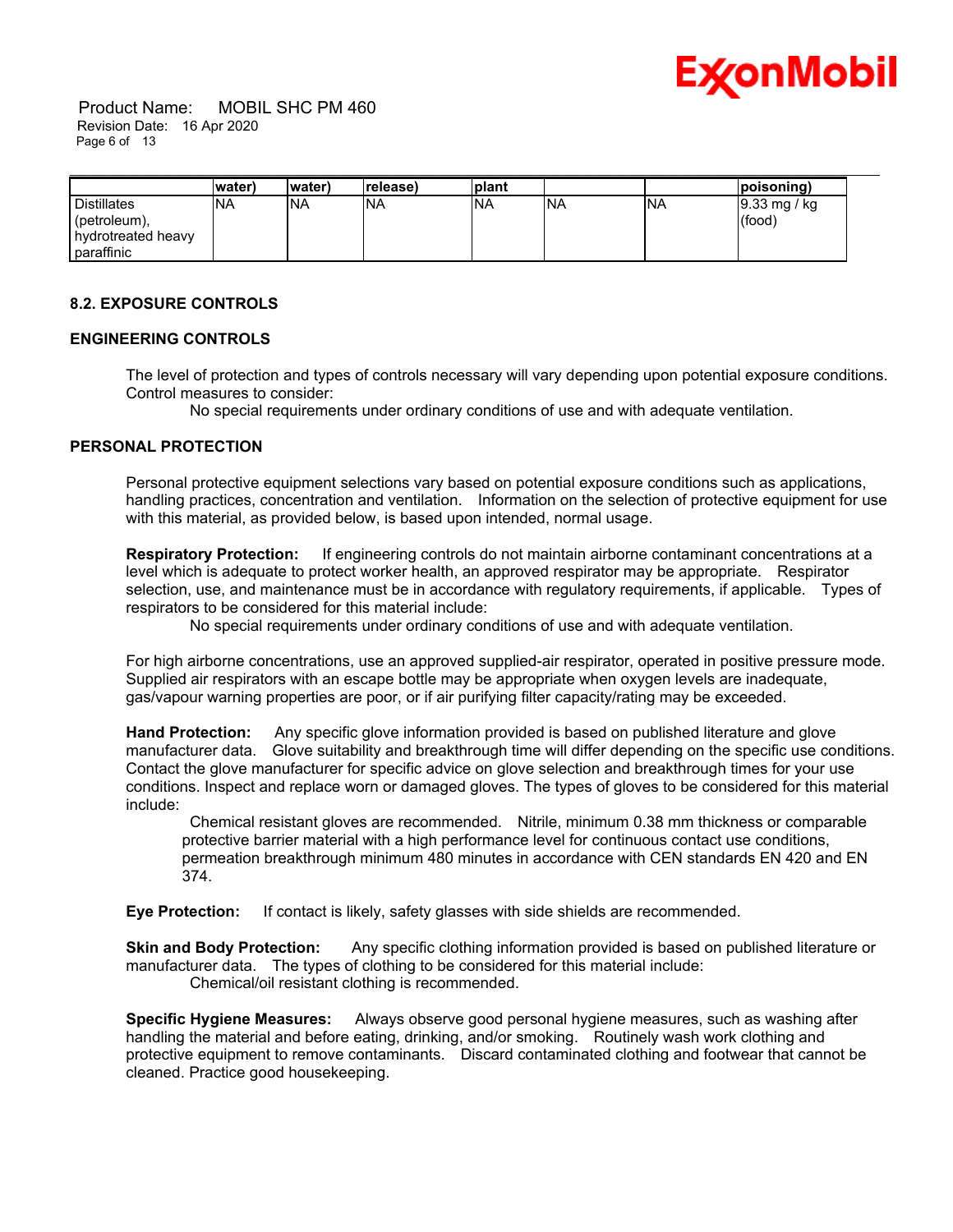| | water) | water) | release) | plant | | | poisoning) |
|---|---|---|---|---|---|---|---|
| Distillates (petroleum), hydrotreated heavy paraffinic | NA | NA | NA | NA | NA | NA | 9.33 mg / kg (food) |

### 8.2. EXPOSURE CONTROLS

### ENGINEERING CONTROLS

The level of protection and types of controls necessary will vary depending upon potential exposure conditions. Control measures to consider:

No special requirements under ordinary conditions of use and with adequate ventilation.

### PERSONAL PROTECTION

Personal protective equipment selections vary based on potential exposure conditions such as applications, handling practices, concentration and ventilation. Information on the selection of protective equipment for use with this material, as provided below, is based upon intended, normal usage.

**Respiratory Protection:** If engineering controls do not maintain airborne contaminant concentrations at a level which is adequate to protect worker health, an approved respirator may be appropriate. Respirator selection, use, and maintenance must be in accordance with regulatory requirements, if applicable. Types of respirators to be considered for this material include:

No special requirements under ordinary conditions of use and with adequate ventilation.

For high airborne concentrations, use an approved supplied-air respirator, operated in positive pressure mode. Supplied air respirators with an escape bottle may be appropriate when oxygen levels are inadequate, gas/vapour warning properties are poor, or if air purifying filter capacity/rating may be exceeded.

**Hand Protection:** Any specific glove information provided is based on published literature and glove manufacturer data. Glove suitability and breakthrough time will differ depending on the specific use conditions. Contact the glove manufacturer for specific advice on glove selection and breakthrough times for your use conditions. Inspect and replace worn or damaged gloves. The types of gloves to be considered for this material include:

Chemical resistant gloves are recommended. Nitrile, minimum 0.38 mm thickness or comparable protective barrier material with a high performance level for continuous contact use conditions, permeation breakthrough minimum 480 minutes in accordance with CEN standards EN 420 and EN 374.

**Eye Protection:** If contact is likely, safety glasses with side shields are recommended.

**Skin and Body Protection:** Any specific clothing information provided is based on published literature or manufacturer data. The types of clothing to be considered for this material include:

Chemical/oil resistant clothing is recommended.

**Specific Hygiene Measures:** Always observe good personal hygiene measures, such as washing after handling the material and before eating, drinking, and/or smoking. Routinely wash work clothing and protective equipment to remove contaminants. Discard contaminated clothing and footwear that cannot be cleaned. Practice good housekeeping.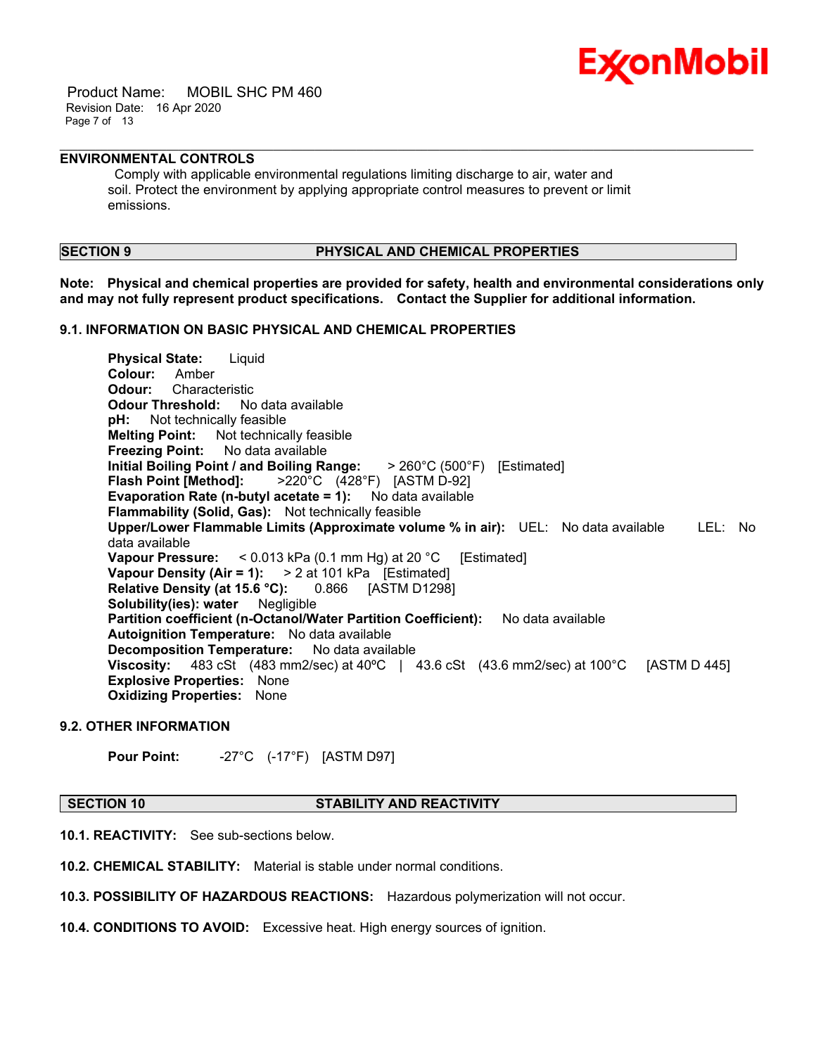## ENVIRONMENTAL CONTROLS

Comply with applicable environmental regulations limiting discharge to air, water and soil. Protect the environment by applying appropriate control measures to prevent or limit emissions.

## SECTION 9 PHYSICAL AND CHEMICAL PROPERTIES

**Note: Physical and chemical properties are provided for safety, health and environmental considerations only and may not fully represent product specifications. Contact the Supplier for additional information.**

### 9.1. INFORMATION ON BASIC PHYSICAL AND CHEMICAL PROPERTIES

**Physical State:** Liquid
**Colour:** Amber
**Odour:** Characteristic
**Odour Threshold:** No data available
**pH:** Not technically feasible
**Melting Point:** Not technically feasible
**Freezing Point:** No data available
**Initial Boiling Point / and Boiling Range:** > 260°C (500°F) [Estimated]
**Flash Point [Method]:** >220°C (428°F) [ASTM D-92]
**Evaporation Rate (n-butyl acetate = 1):** No data available
**Flammability (Solid, Gas):** Not technically feasible
**Upper/Lower Flammable Limits (Approximate volume % in air):** UEL: No data available LEL: No data available
**Vapour Pressure:** < 0.013 kPa (0.1 mm Hg) at 20 °C [Estimated]
**Vapour Density (Air = 1):** > 2 at 101 kPa [Estimated]
**Relative Density (at 15.6 °C):** 0.866 [ASTM D1298]
**Solubility(ies): water** Negligible
**Partition coefficient (n-Octanol/Water Partition Coefficient):** No data available
**Autoignition Temperature:** No data available
**Decomposition Temperature:** No data available
**Viscosity:** 483 cSt (483 mm2/sec) at 40ºC | 43.6 cSt (43.6 mm2/sec) at 100°C [ASTM D 445]
**Explosive Properties:** None
**Oxidizing Properties:** None

### 9.2. OTHER INFORMATION

**Pour Point:** -27°C (-17°F) [ASTM D97]

## SECTION 10 STABILITY AND REACTIVITY

**10.1. REACTIVITY:** See sub-sections below.

**10.2. CHEMICAL STABILITY:** Material is stable under normal conditions.

**10.3. POSSIBILITY OF HAZARDOUS REACTIONS:** Hazardous polymerization will not occur.

**10.4. CONDITIONS TO AVOID:** Excessive heat. High energy sources of ignition.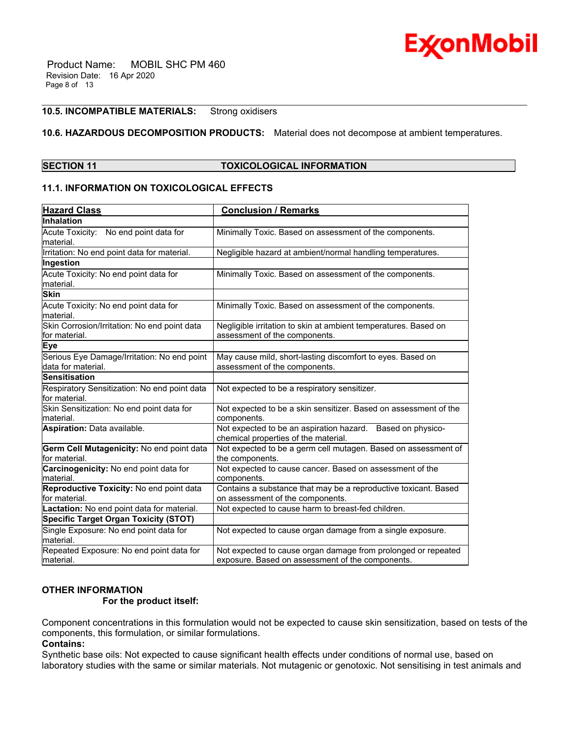**10.5. INCOMPATIBLE MATERIALS:** Strong oxidisers

**10.6. HAZARDOUS DECOMPOSITION PRODUCTS:** Material does not decompose at ambient temperatures.

## SECTION 11 TOXICOLOGICAL INFORMATION

### 11.1. INFORMATION ON TOXICOLOGICAL EFFECTS

| Hazard Class | Conclusion / Remarks |
|---|---|
| **Inhalation** | |
| Acute Toxicity: No end point data for material. | Minimally Toxic. Based on assessment of the components. |
| Irritation: No end point data for material. | Negligible hazard at ambient/normal handling temperatures. |
| **Ingestion** | |
| Acute Toxicity: No end point data for material. | Minimally Toxic. Based on assessment of the components. |
| **Skin** | |
| Acute Toxicity: No end point data for material. | Minimally Toxic. Based on assessment of the components. |
| Skin Corrosion/Irritation: No end point data for material. | Negligible irritation to skin at ambient temperatures. Based on assessment of the components. |
| **Eye** | |
| Serious Eye Damage/Irritation: No end point data for material. | May cause mild, short-lasting discomfort to eyes. Based on assessment of the components. |
| **Sensitisation** | |
| Respiratory Sensitization: No end point data for material. | Not expected to be a respiratory sensitizer. |
| Skin Sensitization: No end point data for material. | Not expected to be a skin sensitizer. Based on assessment of the components. |
| **Aspiration:** Data available. | Not expected to be an aspiration hazard. Based on physico-chemical properties of the material. |
| **Germ Cell Mutagenicity:** No end point data for material. | Not expected to be a germ cell mutagen. Based on assessment of the components. |
| **Carcinogenicity:** No end point data for material. | Not expected to cause cancer. Based on assessment of the components. |
| **Reproductive Toxicity:** No end point data for material. | Contains a substance that may be a reproductive toxicant. Based on assessment of the components. |
| **Lactation:** No end point data for material. | Not expected to cause harm to breast-fed children. |
| **Specific Target Organ Toxicity (STOT)** | |
| Single Exposure: No end point data for material. | Not expected to cause organ damage from a single exposure. |
| Repeated Exposure: No end point data for material. | Not expected to cause organ damage from prolonged or repeated exposure. Based on assessment of the components. |

**OTHER INFORMATION**

**For the product itself:**

Component concentrations in this formulation would not be expected to cause skin sensitization, based on tests of the components, this formulation, or similar formulations.

**Contains:**

Synthetic base oils: Not expected to cause significant health effects under conditions of normal use, based on laboratory studies with the same or similar materials. Not mutagenic or genotoxic. Not sensitising in test animals and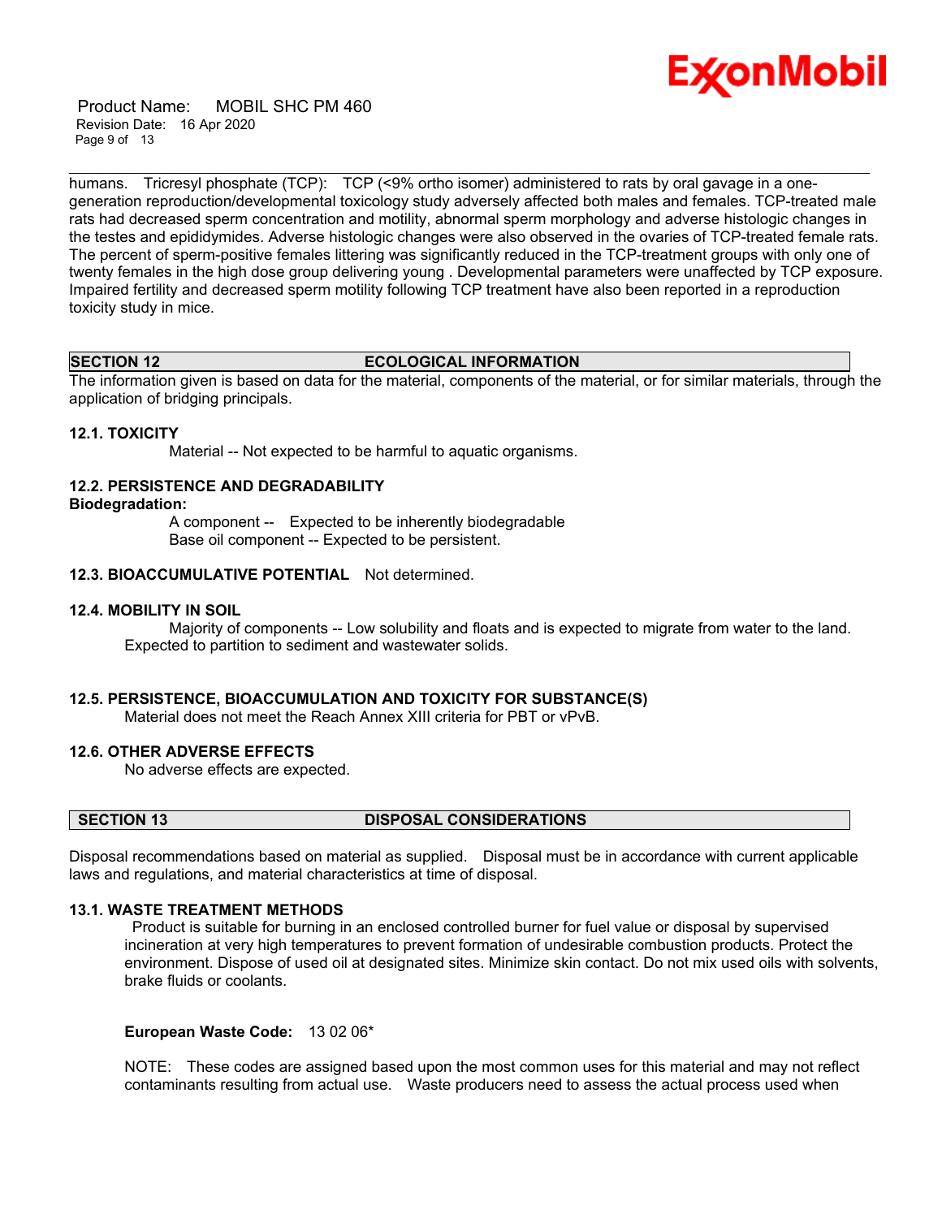humans. Tricresyl phosphate (TCP): TCP (<9% ortho isomer) administered to rats by oral gavage in a one-generation reproduction/developmental toxicology study adversely affected both males and females. TCP-treated male rats had decreased sperm concentration and motility, abnormal sperm morphology and adverse histologic changes in the testes and epididymides. Adverse histologic changes were also observed in the ovaries of TCP-treated female rats. The percent of sperm-positive females littering was significantly reduced in the TCP-treatment groups with only one of twenty females in the high dose group delivering young . Developmental parameters were unaffected by TCP exposure. Impaired fertility and decreased sperm motility following TCP treatment have also been reported in a reproduction toxicity study in mice.

## SECTION 12 ECOLOGICAL INFORMATION

The information given is based on data for the material, components of the material, or for similar materials, through the application of bridging principals.

### 12.1. TOXICITY

Material -- Not expected to be harmful to aquatic organisms.

### 12.2. PERSISTENCE AND DEGRADABILITY

**Biodegradation:**

A component -- Expected to be inherently biodegradable
Base oil component -- Expected to be persistent.

### 12.3. BIOACCUMULATIVE POTENTIAL

Not determined.

### 12.4. MOBILITY IN SOIL

Majority of components -- Low solubility and floats and is expected to migrate from water to the land. Expected to partition to sediment and wastewater solids.

### 12.5. PERSISTENCE, BIOACCUMULATION AND TOXICITY FOR SUBSTANCE(S)

Material does not meet the Reach Annex XIII criteria for PBT or vPvB.

### 12.6. OTHER ADVERSE EFFECTS

No adverse effects are expected.

## SECTION 13 DISPOSAL CONSIDERATIONS

Disposal recommendations based on material as supplied. Disposal must be in accordance with current applicable laws and regulations, and material characteristics at time of disposal.

### 13.1. WASTE TREATMENT METHODS

Product is suitable for burning in an enclosed controlled burner for fuel value or disposal by supervised incineration at very high temperatures to prevent formation of undesirable combustion products. Protect the environment. Dispose of used oil at designated sites. Minimize skin contact. Do not mix used oils with solvents, brake fluids or coolants.

**European Waste Code:** 13 02 06*

NOTE: These codes are assigned based upon the most common uses for this material and may not reflect contaminants resulting from actual use. Waste producers need to assess the actual process used when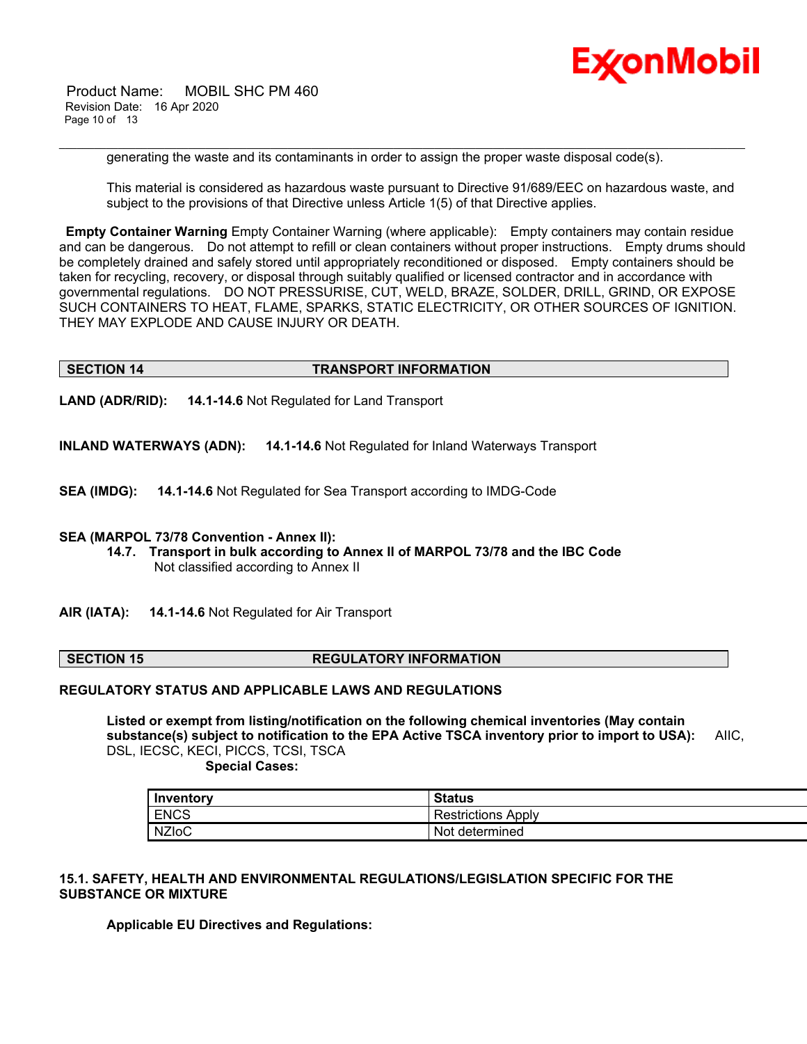generating the waste and its contaminants in order to assign the proper waste disposal code(s).

This material is considered as hazardous waste pursuant to Directive 91/689/EEC on hazardous waste, and subject to the provisions of that Directive unless Article 1(5) of that Directive applies.

**Empty Container Warning** Empty Container Warning (where applicable): Empty containers may contain residue and can be dangerous. Do not attempt to refill or clean containers without proper instructions. Empty drums should be completely drained and safely stored until appropriately reconditioned or disposed. Empty containers should be taken for recycling, recovery, or disposal through suitably qualified or licensed contractor and in accordance with governmental regulations. DO NOT PRESSURISE, CUT, WELD, BRAZE, SOLDER, DRILL, GRIND, OR EXPOSE SUCH CONTAINERS TO HEAT, FLAME, SPARKS, STATIC ELECTRICITY, OR OTHER SOURCES OF IGNITION. THEY MAY EXPLODE AND CAUSE INJURY OR DEATH.

## SECTION 14 TRANSPORT INFORMATION

**LAND (ADR/RID):** **14.1-14.6** Not Regulated for Land Transport

**INLAND WATERWAYS (ADN):** **14.1-14.6** Not Regulated for Inland Waterways Transport

**SEA (IMDG):** **14.1-14.6** Not Regulated for Sea Transport according to IMDG-Code

**SEA (MARPOL 73/78 Convention - Annex II):**
**14.7. Transport in bulk according to Annex II of MARPOL 73/78 and the IBC Code**
Not classified according to Annex II

**AIR (IATA):** **14.1-14.6** Not Regulated for Air Transport

## SECTION 15 REGULATORY INFORMATION

**REGULATORY STATUS AND APPLICABLE LAWS AND REGULATIONS**

**Listed or exempt from listing/notification on the following chemical inventories (May contain substance(s) subject to notification to the EPA Active TSCA inventory prior to import to USA):** AIIC, DSL, IECSC, KECI, PICCS, TCSI, TSCA

**Special Cases:**

| Inventory | Status |
|---|---|
| ENCS | Restrictions Apply |
| NZIoC | Not determined |

**15.1. SAFETY, HEALTH AND ENVIRONMENTAL REGULATIONS/LEGISLATION SPECIFIC FOR THE SUBSTANCE OR MIXTURE**

**Applicable EU Directives and Regulations:**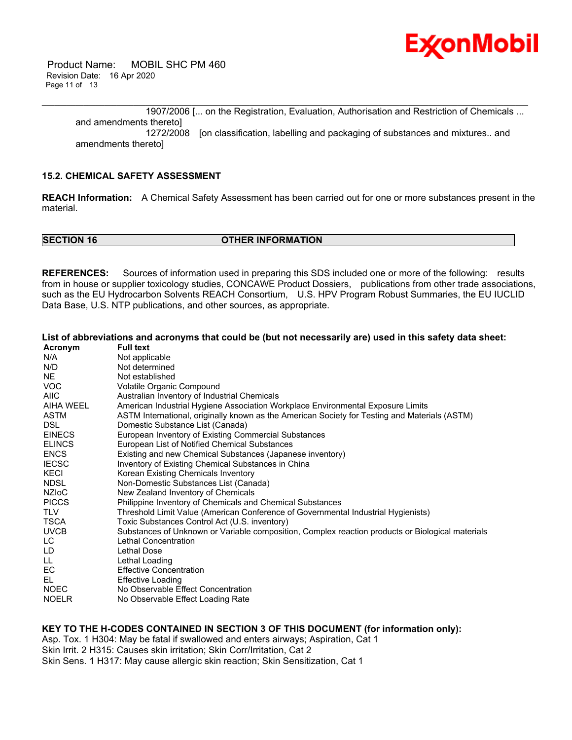1907/2006 [... on the Registration, Evaluation, Authorisation and Restriction of Chemicals ... and amendments thereto]

1272/2008 [on classification, labelling and packaging of substances and mixtures.. and amendments thereto]

### 15.2. CHEMICAL SAFETY ASSESSMENT

**REACH Information:** A Chemical Safety Assessment has been carried out for one or more substances present in the material.

## SECTION 16 OTHER INFORMATION

**REFERENCES:** Sources of information used in preparing this SDS included one or more of the following: results from in house or supplier toxicology studies, CONCAWE Product Dossiers, publications from other trade associations, such as the EU Hydrocarbon Solvents REACH Consortium, U.S. HPV Program Robust Summaries, the EU IUCLID Data Base, U.S. NTP publications, and other sources, as appropriate.

**List of abbreviations and acronyms that could be (but not necessarily are) used in this safety data sheet:**

| Acronym | Full text |
|---|---|
| N/A | Not applicable |
| N/D | Not determined |
| NE | Not established |
| VOC | Volatile Organic Compound |
| AIIC | Australian Inventory of Industrial Chemicals |
| AIHA WEEL | American Industrial Hygiene Association Workplace Environmental Exposure Limits |
| ASTM | ASTM International, originally known as the American Society for Testing and Materials (ASTM) |
| DSL | Domestic Substance List (Canada) |
| EINECS | European Inventory of Existing Commercial Substances |
| ELINCS | European List of Notified Chemical Substances |
| ENCS | Existing and new Chemical Substances (Japanese inventory) |
| IECSC | Inventory of Existing Chemical Substances in China |
| KECI | Korean Existing Chemicals Inventory |
| NDSL | Non-Domestic Substances List (Canada) |
| NZIoC | New Zealand Inventory of Chemicals |
| PICCS | Philippine Inventory of Chemicals and Chemical Substances |
| TLV | Threshold Limit Value (American Conference of Governmental Industrial Hygienists) |
| TSCA | Toxic Substances Control Act (U.S. inventory) |
| UVCB | Substances of Unknown or Variable composition, Complex reaction products or Biological materials |
| LC | Lethal Concentration |
| LD | Lethal Dose |
| LL | Lethal Loading |
| EC | Effective Concentration |
| EL | Effective Loading |
| NOEC | No Observable Effect Concentration |
| NOELR | No Observable Effect Loading Rate |

**KEY TO THE H-CODES CONTAINED IN SECTION 3 OF THIS DOCUMENT (for information only):**

Asp. Tox. 1 H304: May be fatal if swallowed and enters airways; Aspiration, Cat 1
Skin Irrit. 2 H315: Causes skin irritation; Skin Corr/Irritation, Cat 2
Skin Sens. 1 H317: May cause allergic skin reaction; Skin Sensitization, Cat 1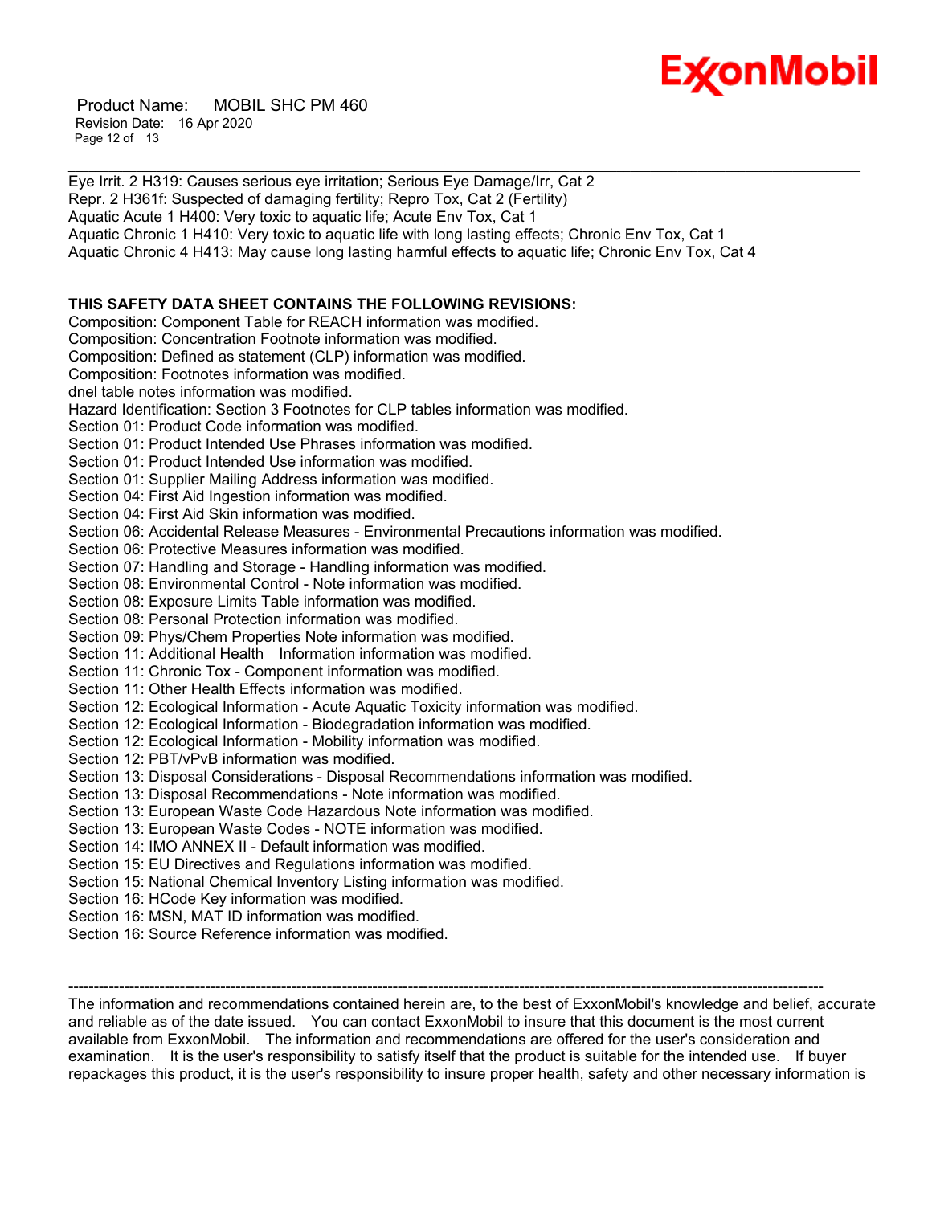Eye Irrit. 2 H319: Causes serious eye irritation; Serious Eye Damage/Irr, Cat 2
Repr. 2 H361f: Suspected of damaging fertility; Repro Tox, Cat 2 (Fertility)
Aquatic Acute 1 H400: Very toxic to aquatic life; Acute Env Tox, Cat 1
Aquatic Chronic 1 H410: Very toxic to aquatic life with long lasting effects; Chronic Env Tox, Cat 1
Aquatic Chronic 4 H413: May cause long lasting harmful effects to aquatic life; Chronic Env Tox, Cat 4

**THIS SAFETY DATA SHEET CONTAINS THE FOLLOWING REVISIONS:**

Composition: Component Table for REACH information was modified.
Composition: Concentration Footnote information was modified.
Composition: Defined as statement (CLP) information was modified.
Composition: Footnotes information was modified.
dnel table notes information was modified.
Hazard Identification: Section 3 Footnotes for CLP tables information was modified.
Section 01: Product Code information was modified.
Section 01: Product Intended Use Phrases information was modified.
Section 01: Product Intended Use information was modified.
Section 01: Supplier Mailing Address information was modified.
Section 04: First Aid Ingestion information was modified.
Section 04: First Aid Skin information was modified.
Section 06: Accidental Release Measures - Environmental Precautions information was modified.
Section 06: Protective Measures information was modified.
Section 07: Handling and Storage - Handling information was modified.
Section 08: Environmental Control - Note information was modified.
Section 08: Exposure Limits Table information was modified.
Section 08: Personal Protection information was modified.
Section 09: Phys/Chem Properties Note information was modified.
Section 11: Additional Health Information information was modified.
Section 11: Chronic Tox - Component information was modified.
Section 11: Other Health Effects information was modified.
Section 12: Ecological Information - Acute Aquatic Toxicity information was modified.
Section 12: Ecological Information - Biodegradation information was modified.
Section 12: Ecological Information - Mobility information was modified.
Section 12: PBT/vPvB information was modified.
Section 13: Disposal Considerations - Disposal Recommendations information was modified.
Section 13: Disposal Recommendations - Note information was modified.
Section 13: European Waste Code Hazardous Note information was modified.
Section 13: European Waste Codes - NOTE information was modified.
Section 14: IMO ANNEX II - Default information was modified.
Section 15: EU Directives and Regulations information was modified.
Section 15: National Chemical Inventory Listing information was modified.
Section 16: HCode Key information was modified.
Section 16: MSN, MAT ID information was modified.
Section 16: Source Reference information was modified.

---

The information and recommendations contained herein are, to the best of ExxonMobil's knowledge and belief, accurate and reliable as of the date issued. You can contact ExxonMobil to insure that this document is the most current available from ExxonMobil. The information and recommendations are offered for the user's consideration and examination. It is the user's responsibility to satisfy itself that the product is suitable for the intended use. If buyer repackages this product, it is the user's responsibility to insure proper health, safety and other necessary information is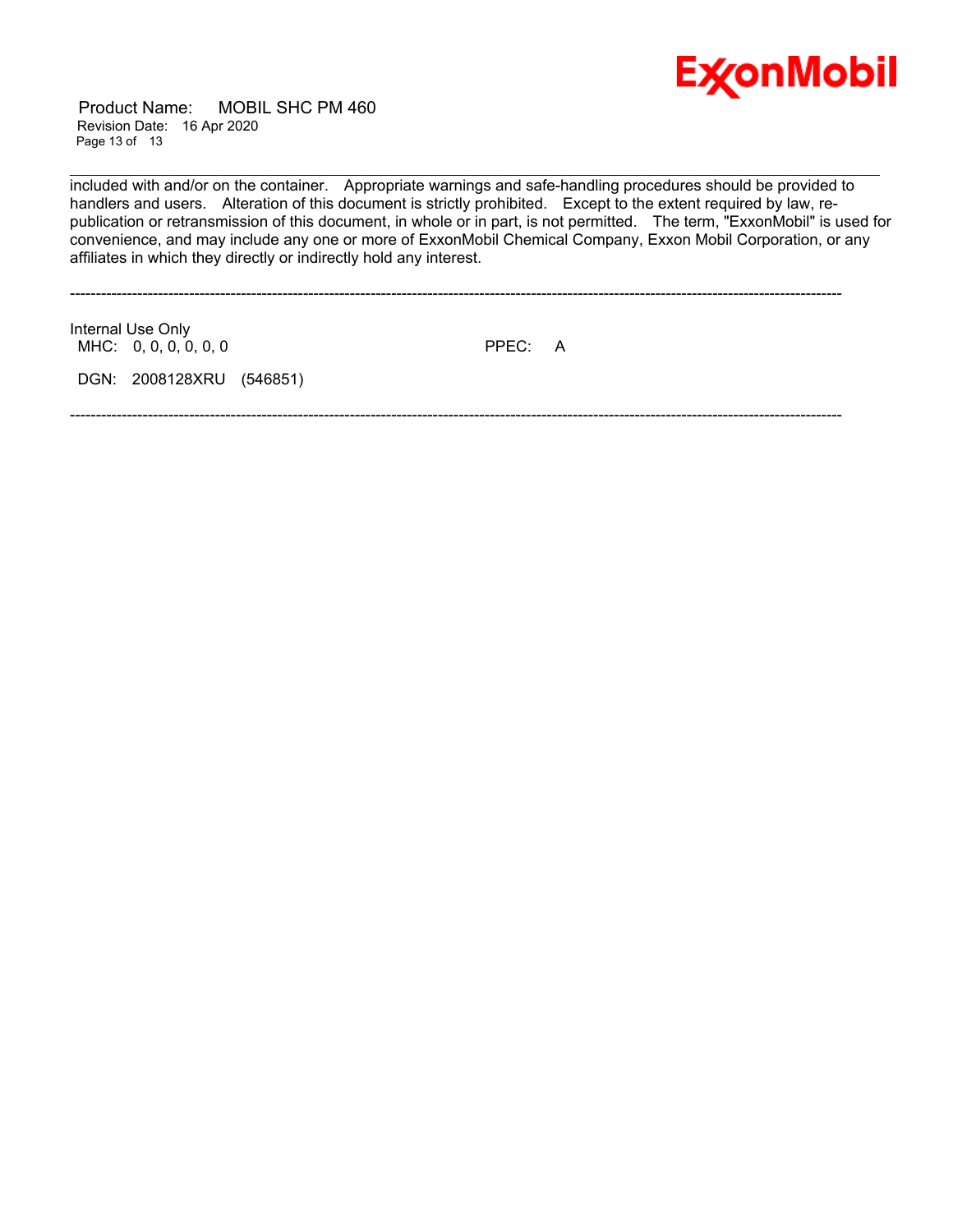included with and/or on the container. Appropriate warnings and safe-handling procedures should be provided to handlers and users. Alteration of this document is strictly prohibited. Except to the extent required by law, re-publication or retransmission of this document, in whole or in part, is not permitted. The term, "ExxonMobil" is used for convenience, and may include any one or more of ExxonMobil Chemical Company, Exxon Mobil Corporation, or any affiliates in which they directly or indirectly hold any interest.

-----------------------------------------------------------------------------------------------------------------------------------------------

Internal Use Only
MHC: 0, 0, 0, 0, 0, 0 PPEC: A

DGN: 2008128XRU (546851)

-----------------------------------------------------------------------------------------------------------------------------------------------